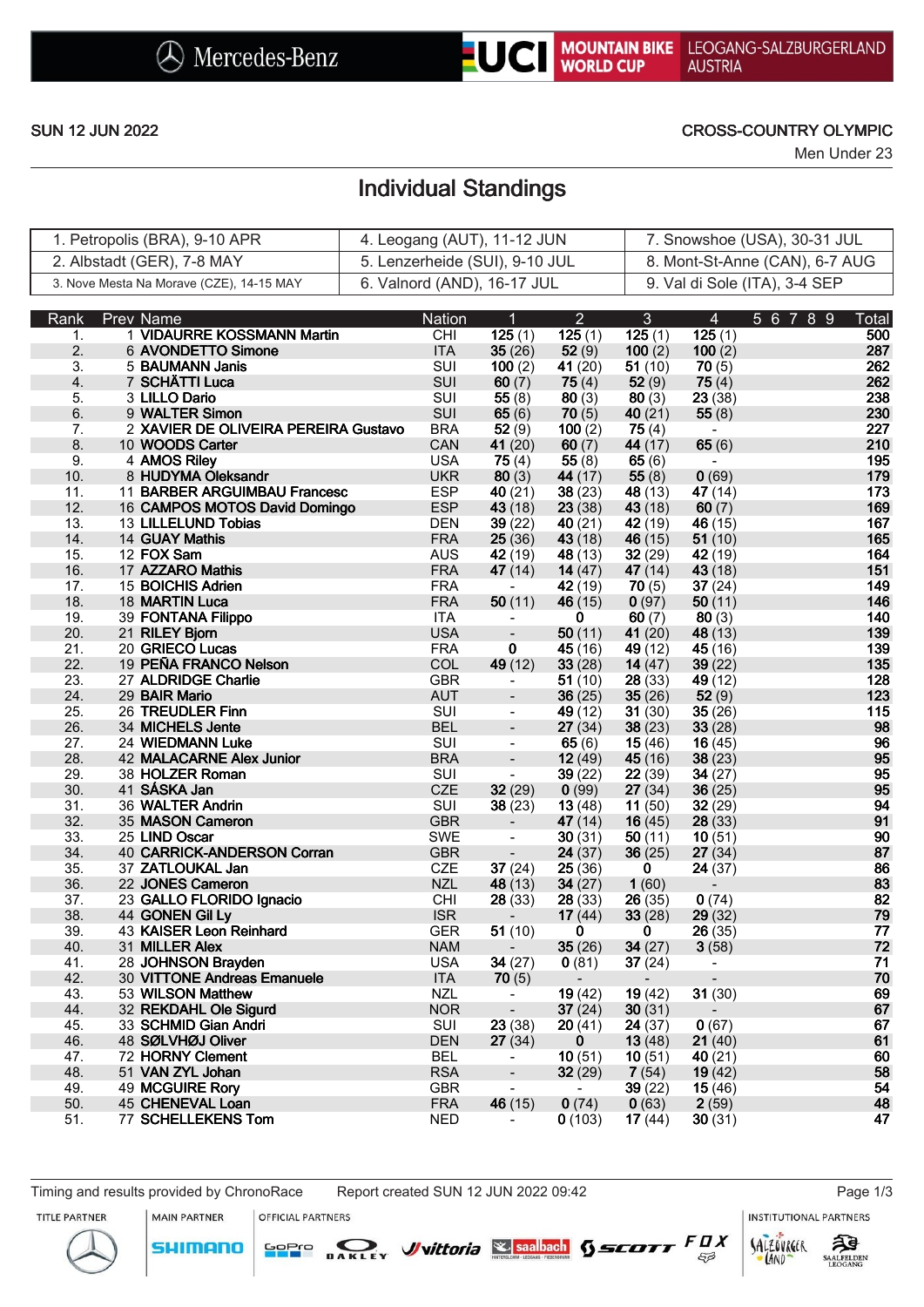Mercedes-Benz | UCI MOUNTAIN BIKE WORLD CUP | LEOGANG-SALZBURGERLAND AUSTRIA

SUN 12 JUN 2022

CROSS-COUNTRY OLYMPIC

Men Under 23

# Individual Standings

| | | |
|---|---|---|
| 1. Petropolis (BRA), 9-10 APR | 4. Leogang (AUT), 11-12 JUN | 7. Snowshoe (USA), 30-31 JUL |
| 2. Albstadt (GER), 7-8 MAY | 5. Lenzerheide (SUI), 9-10 JUL | 8. Mont-St-Anne (CAN), 6-7 AUG |
| 3. Nove Mesta Na Morave (CZE), 14-15 MAY | 6. Valnord (AND), 16-17 JUL | 9. Val di Sole (ITA), 3-4 SEP |

| Rank | Prev | Name | Nation | 1 | 2 | 3 | 4 | 5 | 6 | 7 | 8 | 9 | Total |
|---|---|---|---|---|---|---|---|---|---|---|---|---|---|
| 1. | 1 | VIDAURRE KOSSMANN Martin | CHI | 125 (1) | 125 (1) | 125 (1) | 125 (1) | | | | | | 500 |
| 2. | 6 | AVONDETTO Simone | ITA | 35 (26) | 52 (9) | 100 (2) | 100 (2) | | | | | | 287 |
| 3. | 5 | BAUMANN Janis | SUI | 100 (2) | 41 (20) | 51 (10) | 70 (5) | | | | | | 262 |
| 4. | 7 | SCHÄTTI Luca | SUI | 60 (7) | 75 (4) | 52 (9) | 75 (4) | | | | | | 262 |
| 5. | 3 | LILLO Dario | SUI | 55 (8) | 80 (3) | 80 (3) | 23 (38) | | | | | | 238 |
| 6. | 9 | WALTER Simon | SUI | 65 (6) | 70 (5) | 40 (21) | 55 (8) | | | | | | 230 |
| 7. | 2 | XAVIER DE OLIVEIRA PEREIRA Gustavo | BRA | 52 (9) | 100 (2) | 75 (4) | - | | | | | | 227 |
| 8. | 10 | WOODS Carter | CAN | 41 (20) | 60 (7) | 44 (17) | 65 (6) | | | | | | 210 |
| 9. | 4 | AMOS Riley | USA | 75 (4) | 55 (8) | 65 (6) | - | | | | | | 195 |
| 10. | 8 | HUDYMA Oleksandr | UKR | 80 (3) | 44 (17) | 55 (8) | 0 (69) | | | | | | 179 |
| 11. | 11 | BARBER ARGUIMBAU Francesc | ESP | 40 (21) | 38 (23) | 48 (13) | 47 (14) | | | | | | 173 |
| 12. | 16 | CAMPOS MOTOS David Domingo | ESP | 43 (18) | 23 (38) | 43 (18) | 60 (7) | | | | | | 169 |
| 13. | 13 | LILLELUND Tobias | DEN | 39 (22) | 40 (21) | 42 (19) | 46 (15) | | | | | | 167 |
| 14. | 14 | GUAY Mathis | FRA | 25 (36) | 43 (18) | 46 (15) | 51 (10) | | | | | | 165 |
| 15. | 12 | FOX Sam | AUS | 42 (19) | 48 (13) | 32 (29) | 42 (19) | | | | | | 164 |
| 16. | 17 | AZZARO Mathis | FRA | 47 (14) | 14 (47) | 47 (14) | 43 (18) | | | | | | 151 |
| 17. | 15 | BOICHIS Adrien | FRA | - | 42 (19) | 70 (5) | 37 (24) | | | | | | 149 |
| 18. | 18 | MARTIN Luca | FRA | 50 (11) | 46 (15) | 0 (97) | 50 (11) | | | | | | 146 |
| 19. | 39 | FONTANA Filippo | ITA | - | 0 | 60 (7) | 80 (3) | | | | | | 140 |
| 20. | 21 | RILEY Bjorn | USA | - | 50 (11) | 41 (20) | 48 (13) | | | | | | 139 |
| 21. | 20 | GRIECO Lucas | FRA | 0 | 45 (16) | 49 (12) | 45 (16) | | | | | | 139 |
| 22. | 19 | PEÑA FRANCO Nelson | COL | 49 (12) | 33 (28) | 14 (47) | 39 (22) | | | | | | 135 |
| 23. | 27 | ALDRIDGE Charlie | GBR | - | 51 (10) | 28 (33) | 49 (12) | | | | | | 128 |
| 24. | 29 | BAIR Mario | AUT | - | 36 (25) | 35 (26) | 52 (9) | | | | | | 123 |
| 25. | 26 | TREUDLER Finn | SUI | - | 49 (12) | 31 (30) | 35 (26) | | | | | | 115 |
| 26. | 34 | MICHELS Jente | BEL | - | 27 (34) | 38 (23) | 33 (28) | | | | | | 98 |
| 27. | 24 | WIEDMANN Luke | SUI | - | 65 (6) | 15 (46) | 16 (45) | | | | | | 96 |
| 28. | 42 | MALACARNE Alex Junior | BRA | - | 12 (49) | 45 (16) | 38 (23) | | | | | | 95 |
| 29. | 38 | HOLZER Roman | SUI | - | 39 (22) | 22 (39) | 34 (27) | | | | | | 95 |
| 30. | 41 | SÁSKA Jan | CZE | 32 (29) | 0 (99) | 27 (34) | 36 (25) | | | | | | 95 |
| 31. | 36 | WALTER Andrin | SUI | 38 (23) | 13 (48) | 11 (50) | 32 (29) | | | | | | 94 |
| 32. | 35 | MASON Cameron | GBR | - | 47 (14) | 16 (45) | 28 (33) | | | | | | 91 |
| 33. | 25 | LIND Oscar | SWE | - | 30 (31) | 50 (11) | 10 (51) | | | | | | 90 |
| 34. | 40 | CARRICK-ANDERSON Corran | GBR | - | 24 (37) | 36 (25) | 27 (34) | | | | | | 87 |
| 35. | 37 | ZATLOUKAL Jan | CZE | 37 (24) | 25 (36) | 0 | 24 (37) | | | | | | 86 |
| 36. | 22 | JONES Cameron | NZL | 48 (13) | 34 (27) | 1 (60) | - | | | | | | 83 |
| 37. | 23 | GALLO FLORIDO Ignacio | CHI | 28 (33) | 28 (33) | 26 (35) | 0 (74) | | | | | | 82 |
| 38. | 44 | GONEN Gil Ly | ISR | - | 17 (44) | 33 (28) | 29 (32) | | | | | | 79 |
| 39. | 43 | KAISER Leon Reinhard | GER | 51 (10) | 0 | 0 | 26 (35) | | | | | | 77 |
| 40. | 31 | MILLER Alex | NAM | - | 35 (26) | 34 (27) | 3 (58) | | | | | | 72 |
| 41. | 28 | JOHNSON Brayden | USA | 34 (27) | 0 (81) | 37 (24) | - | | | | | | 71 |
| 42. | 30 | VITTONE Andreas Emanuele | ITA | 70 (5) | - | - | - | | | | | | 70 |
| 43. | 53 | WILSON Matthew | NZL | - | 19 (42) | 19 (42) | 31 (30) | | | | | | 69 |
| 44. | 32 | REKDAHL Ole Sigurd | NOR | - | 37 (24) | 30 (31) | - | | | | | | 67 |
| 45. | 33 | SCHMID Gian Andri | SUI | 23 (38) | 20 (41) | 24 (37) | 0 (67) | | | | | | 67 |
| 46. | 48 | SØLVHØJ Oliver | DEN | 27 (34) | 0 | 13 (48) | 21 (40) | | | | | | 61 |
| 47. | 72 | HORNY Clement | BEL | - | 10 (51) | 10 (51) | 40 (21) | | | | | | 60 |
| 48. | 51 | VAN ZYL Johan | RSA | - | 32 (29) | 7 (54) | 19 (42) | | | | | | 58 |
| 49. | 49 | MCGUIRE Rory | GBR | - | - | 39 (22) | 15 (46) | | | | | | 54 |
| 50. | 45 | CHENEVAL Loan | FRA | 46 (15) | 0 (74) | 0 (63) | 2 (59) | | | | | | 48 |
| 51. | 77 | SCHELLEKENS Tom | NED | - | 0 (103) | 17 (44) | 30 (31) | | | | | | 47 |

Timing and results provided by ChronoRace | Report created SUN 12 JUN 2022 09:42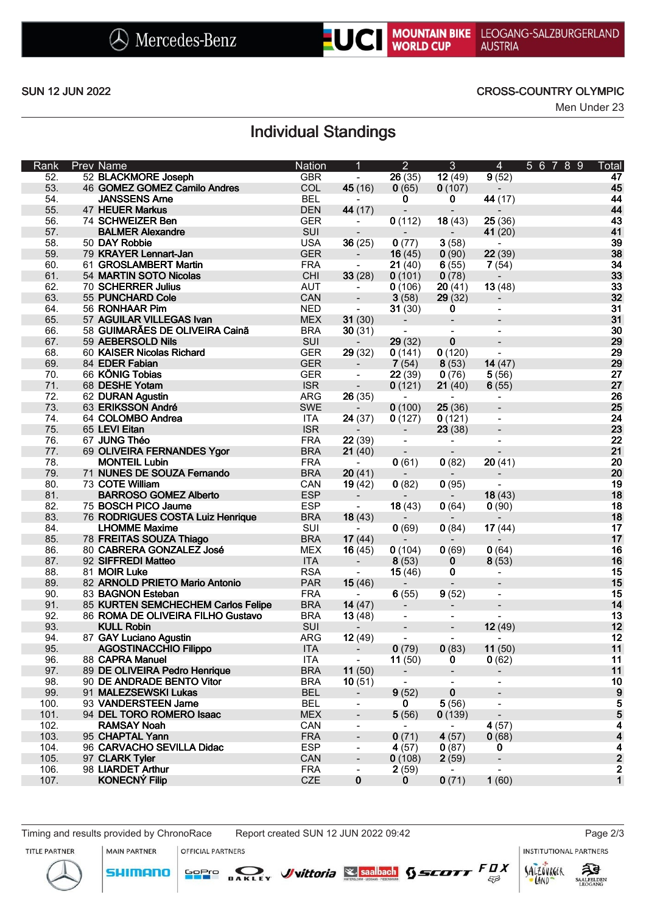Mercedes-Benz | UCI MOUNTAIN BIKE WORLD CUP | LEOGANG-SALZBURGERLAND AUSTRIA

SUN 12 JUN 2022

CROSS-COUNTRY OLYMPIC

Men Under 23

# Individual Standings

| Rank | Prev | Name | Nation | 1 | 2 | 3 | 4 | 5 | 6 | 7 | 8 | 9 | Total |
|---|---|---|---|---|---|---|---|---|---|---|---|---|---|
| 52. | 52 | BLACKMORE Joseph | GBR | - | **26** (35) | **12** (49) | **9** (52) | | | | | | **47** |
| 53. | 46 | GOMEZ GOMEZ Camilo Andres | COL | **45** (16) | **0** (65) | **0** (107) | - | | | | | | **45** |
| 54. | | JANSSENS Arne | BEL | - | **0** | **0** | **44** (17) | | | | | | **44** |
| 55. | 47 | HEUER Markus | DEN | **44** (17) | - | - | - | | | | | | **44** |
| 56. | 74 | SCHWEIZER Ben | GER | - | **0** (112) | **18** (43) | **25** (36) | | | | | | **43** |
| 57. | | BALMER Alexandre | SUI | - | - | - | **41** (20) | | | | | | **41** |
| 58. | 50 | DAY Robbie | USA | **36** (25) | **0** (77) | **3** (58) | - | | | | | | **39** |
| 59. | 79 | KRAYER Lennart-Jan | GER | - | **16** (45) | **0** (90) | **22** (39) | | | | | | **38** |
| 60. | 61 | GROSLAMBERT Martin | FRA | - | **21** (40) | **6** (55) | **7** (54) | | | | | | **34** |
| 61. | 54 | MARTIN SOTO Nicolas | CHI | **33** (28) | **0** (101) | **0** (78) | - | | | | | | **33** |
| 62. | 70 | SCHERRER Julius | AUT | - | **0** (106) | **20** (41) | **13** (48) | | | | | | **33** |
| 63. | 55 | PUNCHARD Cole | CAN | - | **3** (58) | **29** (32) | - | | | | | | **32** |
| 64. | 56 | RONHAAR Pim | NED | - | **31** (30) | **0** | - | | | | | | **31** |
| 65. | 57 | AGUILAR VILLEGAS Ivan | MEX | **31** (30) | - | - | - | | | | | | **31** |
| 66. | 58 | GUIMARÃES DE OLIVEIRA Cainã | BRA | **30** (31) | - | - | - | | | | | | **30** |
| 67. | 59 | AEBERSOLD Nils | SUI | - | **29** (32) | **0** | - | | | | | | **29** |
| 68. | 60 | KAISER Nicolas Richard | GER | **29** (32) | **0** (141) | **0** (120) | - | | | | | | **29** |
| 69. | 84 | EDER Fabian | GER | - | **7** (54) | **8** (53) | **14** (47) | | | | | | **29** |
| 70. | 66 | KÖNIG Tobias | GER | - | **22** (39) | **0** (76) | **5** (56) | | | | | | **27** |
| 71. | 68 | DESHE Yotam | ISR | - | **0** (121) | **21** (40) | **6** (55) | | | | | | **27** |
| 72. | 62 | DURAN Agustin | ARG | **26** (35) | - | - | - | | | | | | **26** |
| 73. | 63 | ERIKSSON André | SWE | - | **0** (100) | **25** (36) | - | | | | | | **25** |
| 74. | 64 | COLOMBO Andrea | ITA | **24** (37) | **0** (127) | **0** (121) | - | | | | | | **24** |
| 75. | 65 | LEVI Eitan | ISR | - | - | **23** (38) | - | | | | | | **23** |
| 76. | 67 | JUNG Théo | FRA | **22** (39) | - | - | - | | | | | | **22** |
| 77. | 69 | OLIVEIRA FERNANDES Ygor | BRA | **21** (40) | - | - | - | | | | | | **21** |
| 78. | | MONTEIL Lubin | FRA | - | **0** (61) | **0** (82) | **20** (41) | | | | | | **20** |
| 79. | 71 | NUNES DE SOUZA Fernando | BRA | **20** (41) | - | - | - | | | | | | **20** |
| 80. | 73 | COTE William | CAN | **19** (42) | **0** (82) | **0** (95) | - | | | | | | **19** |
| 81. | | BARROSO GOMEZ Alberto | ESP | - | - | - | **18** (43) | | | | | | **18** |
| 82. | 75 | BOSCH PICO Jaume | ESP | - | **18** (43) | **0** (64) | **0** (90) | | | | | | **18** |
| 83. | 76 | RODRIGUES COSTA Luiz Henrique | BRA | **18** (43) | - | - | - | | | | | | **18** |
| 84. | | LHOMME Maxime | SUI | - | **0** (69) | **0** (84) | **17** (44) | | | | | | **17** |
| 85. | 78 | FREITAS SOUZA Thiago | BRA | **17** (44) | - | - | - | | | | | | **17** |
| 86. | 80 | CABRERA GONZALEZ José | MEX | **16** (45) | **0** (104) | **0** (69) | **0** (64) | | | | | | **16** |
| 87. | 92 | SIFFREDI Matteo | ITA | - | **8** (53) | **0** | **8** (53) | | | | | | **16** |
| 88. | 81 | MOIR Luke | RSA | - | **15** (46) | **0** | - | | | | | | **15** |
| 89. | 82 | ARNOLD PRIETO Mario Antonio | PAR | **15** (46) | - | - | - | | | | | | **15** |
| 90. | 83 | BAGNON Esteban | FRA | - | **6** (55) | **9** (52) | - | | | | | | **15** |
| 91. | 85 | KURTEN SEMCHECHEM Carlos Felipe | BRA | **14** (47) | - | - | - | | | | | | **14** |
| 92. | 86 | ROMA DE OLIVEIRA FILHO Gustavo | BRA | **13** (48) | - | - | - | | | | | | **13** |
| 93. | | KULL Robin | SUI | - | - | - | **12** (49) | | | | | | **12** |
| 94. | 87 | GAY Luciano Agustin | ARG | **12** (49) | - | - | - | | | | | | **12** |
| 95. | | AGOSTINACCHIO Filippo | ITA | - | **0** (79) | **0** (83) | **11** (50) | | | | | | **11** |
| 96. | 88 | CAPRA Manuel | ITA | - | **11** (50) | **0** | **0** (62) | | | | | | **11** |
| 97. | 89 | DE OLIVEIRA Pedro Henrique | BRA | **11** (50) | - | - | - | | | | | | **11** |
| 98. | 90 | DE ANDRADE BENTO Vitor | BRA | **10** (51) | - | - | - | | | | | | **10** |
| 99. | 91 | MALEZSEWSKI Lukas | BEL | - | **9** (52) | **0** | - | | | | | | **9** |
| 100. | 93 | VANDERSTEEN Jarne | BEL | - | **0** | **5** (56) | - | | | | | | **5** |
| 101. | 94 | DEL TORO ROMERO Isaac | MEX | - | **5** (56) | **0** (139) | - | | | | | | **5** |
| 102. | | RAMSAY Noah | CAN | - | - | - | **4** (57) | | | | | | **4** |
| 103. | 95 | CHAPTAL Yann | FRA | - | **0** (71) | **4** (57) | **0** (68) | | | | | | **4** |
| 104. | 96 | CARVACHO SEVILLA Didac | ESP | - | **4** (57) | **0** (87) | **0** | | | | | | **4** |
| 105. | 97 | CLARK Tyler | CAN | - | **0** (108) | **2** (59) | - | | | | | | **2** |
| 106. | 98 | LIARDET Arthur | FRA | - | **2** (59) | - | - | | | | | | **2** |
| 107. | | KONECNÝ Filip | CZE | **0** | **0** | **0** (71) | **1** (60) | | | | | | **1** |

Timing and results provided by ChronoRace    Report created SUN 12 JUN 2022 09:42

TITLE PARTNER | MAIN PARTNER: SHIMANO | OFFICIAL PARTNERS: GoPro, OAKLEY, vittoria, saalbach, SCOTT, FOX | INSTITUTIONAL PARTNERS: SALZBURGER LAND, SAALFELDEN LEOGANG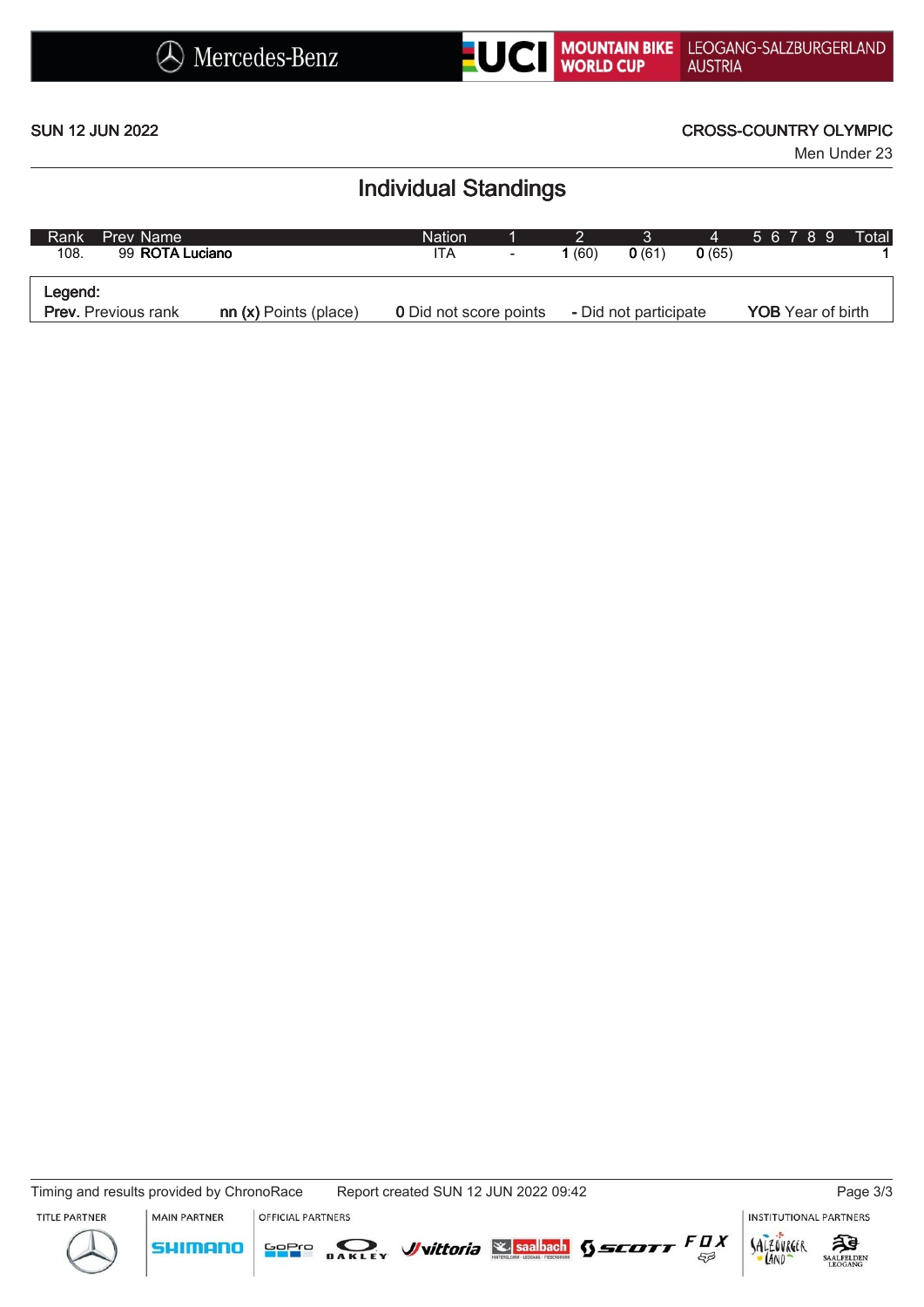SUN 12 JUN 2022

CROSS-COUNTRY OLYMPIC

Men Under 23

## Individual Standings

| Rank | Prev | Name | Nation | 1 | 2 | 3 | 4 | 5 | 6 | 7 | 8 | 9 | Total |
|---|---|---|---|---|---|---|---|---|---|---|---|---|---|
| 108. | 99 | **ROTA Luciano** | ITA | - | **1** (60) | **0** (61) | **0** (65) | | | | | | **1** |

**Legend:**
**Prev.** Previous rank **nn (x)** Points (place) **0** Did not score points **-** Did not participate **YOB** Year of birth

Timing and results provided by ChronoRace Report created SUN 12 JUN 2022 09:42